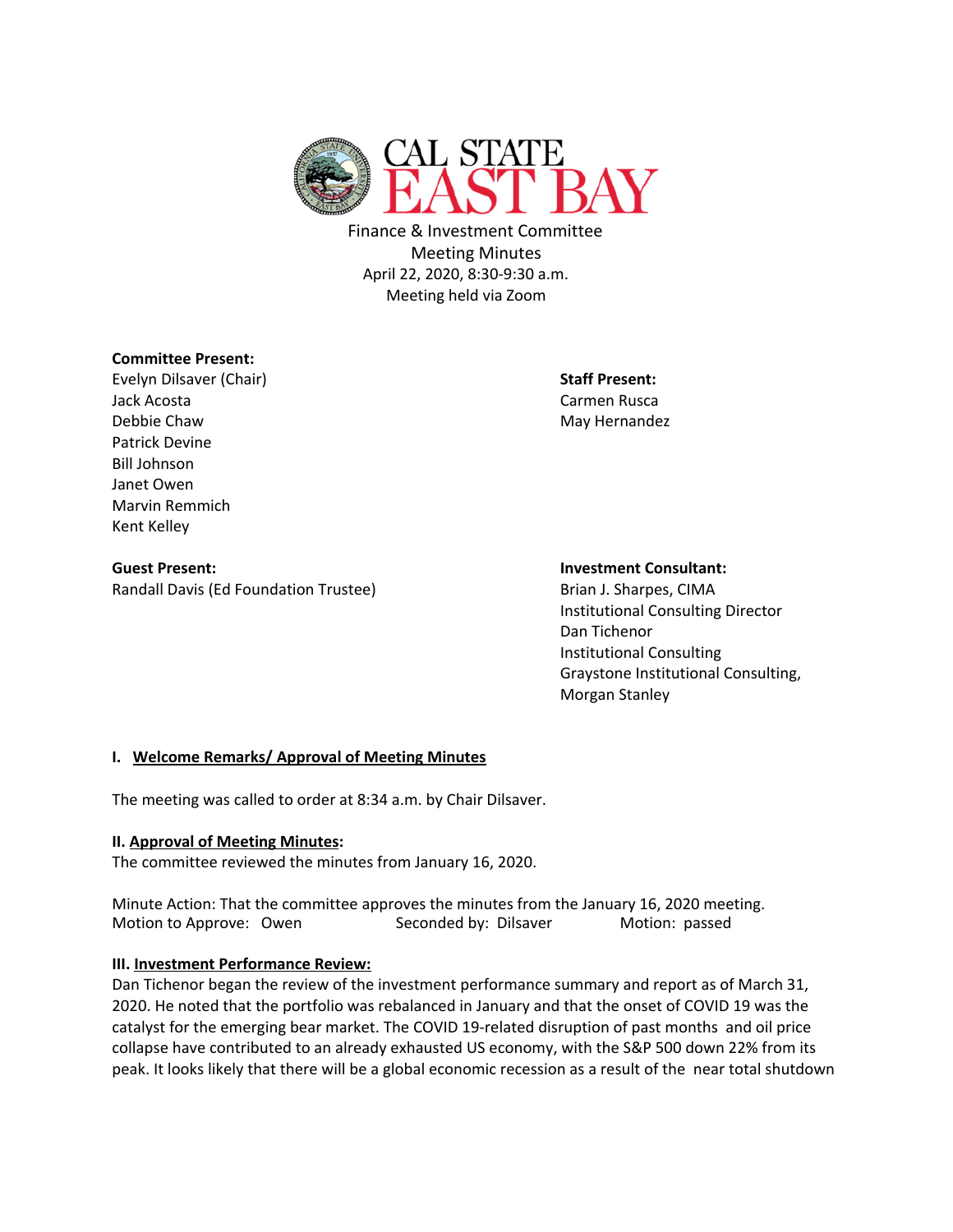# CAL STATE EAST BAY

Finance & Investment Committee
Meeting Minutes
April 22, 2020, 8:30-9:30 a.m.
Meeting held via Zoom

**Committee Present:**
Evelyn Dilsaver (Chair)
Jack Acosta
Debbie Chaw
Patrick Devine
Bill Johnson
Janet Owen
Marvin Remmich
Kent Kelley

**Staff Present:**
Carmen Rusca
May Hernandez

**Guest Present:**
Randall Davis (Ed Foundation Trustee)

**Investment Consultant:**
Brian J. Sharpes, CIMA
Institutional Consulting Director
Dan Tichenor
Institutional Consulting
Graystone Institutional Consulting,
Morgan Stanley

**I. Welcome Remarks/ Approval of Meeting Minutes**

The meeting was called to order at 8:34 a.m. by Chair Dilsaver.

**II. Approval of Meeting Minutes:**
The committee reviewed the minutes from January 16, 2020.

Minute Action: That the committee approves the minutes from the January 16, 2020 meeting.
Motion to Approve: Owen Seconded by: Dilsaver Motion: passed

**III. Investment Performance Review:**
Dan Tichenor began the review of the investment performance summary and report as of March 31, 2020. He noted that the portfolio was rebalanced in January and that the onset of COVID 19 was the catalyst for the emerging bear market. The COVID 19-related disruption of past months and oil price collapse have contributed to an already exhausted US economy, with the S&P 500 down 22% from its peak. It looks likely that there will be a global economic recession as a result of the near total shutdown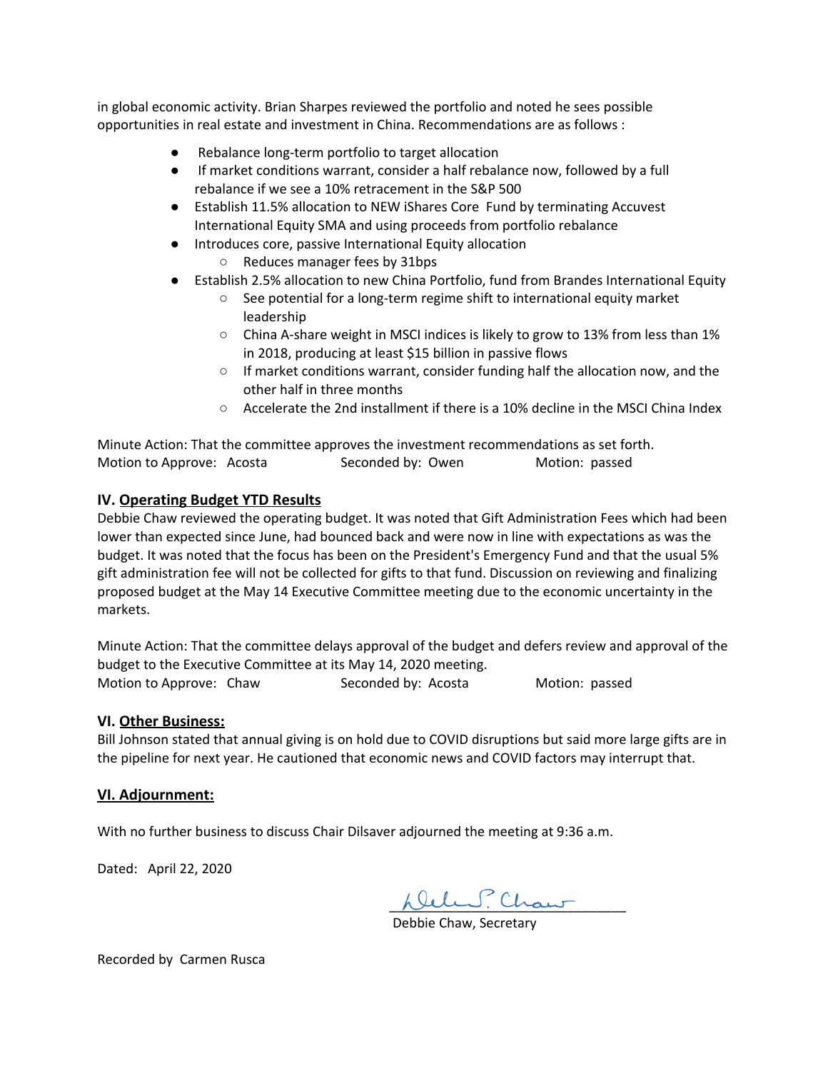in global economic activity. Brian Sharpes reviewed the portfolio and noted he sees possible opportunities in real estate and investment in China. Recommendations are as follows :

- Rebalance long-term portfolio to target allocation
- If market conditions warrant, consider a half rebalance now, followed by a full rebalance if we see a 10% retracement in the S&P 500
- Establish 11.5% allocation to NEW iShares Core Fund by terminating Accuvest International Equity SMA and using proceeds from portfolio rebalance
- Introduces core, passive International Equity allocation
    - Reduces manager fees by 31bps
- Establish 2.5% allocation to new China Portfolio, fund from Brandes International Equity
    - See potential for a long-term regime shift to international equity market leadership
    - China A-share weight in MSCI indices is likely to grow to 13% from less than 1% in 2018, producing at least $15 billion in passive flows
    - If market conditions warrant, consider funding half the allocation now, and the other half in three months
    - Accelerate the 2nd installment if there is a 10% decline in the MSCI China Index

Minute Action: That the committee approves the investment recommendations as set forth.
Motion to Approve: Acosta Seconded by: Owen Motion: passed

### IV. Operating Budget YTD Results

Debbie Chaw reviewed the operating budget. It was noted that Gift Administration Fees which had been lower than expected since June, had bounced back and were now in line with expectations as was the budget. It was noted that the focus has been on the President's Emergency Fund and that the usual 5% gift administration fee will not be collected for gifts to that fund. Discussion on reviewing and finalizing proposed budget at the May 14 Executive Committee meeting due to the economic uncertainty in the markets.

Minute Action: That the committee delays approval of the budget and defers review and approval of the budget to the Executive Committee at its May 14, 2020 meeting.
Motion to Approve: Chaw Seconded by: Acosta Motion: passed

### VI. Other Business:

Bill Johnson stated that annual giving is on hold due to COVID disruptions but said more large gifts are in the pipeline for next year. He cautioned that economic news and COVID factors may interrupt that.

### VI. Adjournment:

With no further business to discuss Chair Dilsaver adjourned the meeting at 9:36 a.m.

Dated: April 22, 2020

Debbie Chaw, Secretary

Recorded by Carmen Rusca